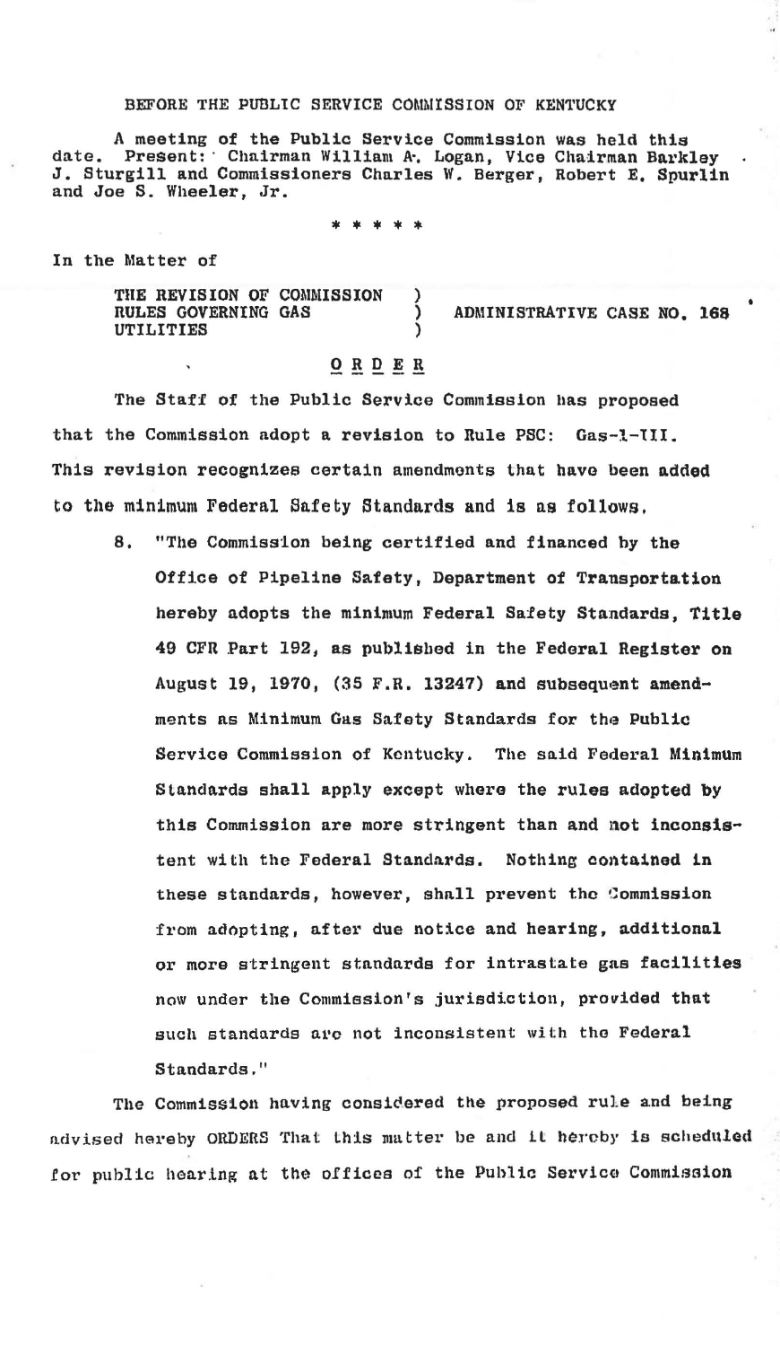BEFORE THE PUBLIC SERVICE COMMISSION OF KENTUCKY

A meeting of the Public Service Commission was held this date. Present: Chairman William A. Logan, Vice Chairman Barkley J. Sturgill and Commissioners Charles W. Berger, Robert E. Spurlin and Joe S. Wheeler, Jr.

\* \* \* \* \*

In the Matter of

| | | |
|---|---|---|
| THE REVISION OF COMMISSION RULES GOVERNING GAS UTILITIES | ) ) ) | ADMINISTRATIVE CASE NO. 168 |

## O R D E R

The Staff of the Public Service Commission has proposed that the Commission adopt a revision to Rule PSC: Gas-1-III. This revision recognizes certain amendments that have been added to the minimum Federal Safety Standards and is as follows.

8. "The Commission being certified and financed by the Office of Pipeline Safety, Department of Transportation hereby adopts the minimum Federal Safety Standards, Title 49 CFR Part 192, as published in the Federal Register on August 19, 1970, (35 F.R. 13247) and subsequent amendments as Minimum Gas Safety Standards for the Public Service Commission of Kentucky. The said Federal Minimum Standards shall apply except where the rules adopted by this Commission are more stringent than and not inconsistent with the Federal Standards. Nothing contained in these standards, however, shall prevent the Commission from adopting, after due notice and hearing, additional or more stringent standards for intrastate gas facilities now under the Commission's jurisdiction, provided that such standards are not inconsistent with the Federal Standards."

The Commission having considered the proposed rule and being advised hereby ORDERS That this matter be and it hereby is scheduled for public hearing at the offices of the Public Service Commission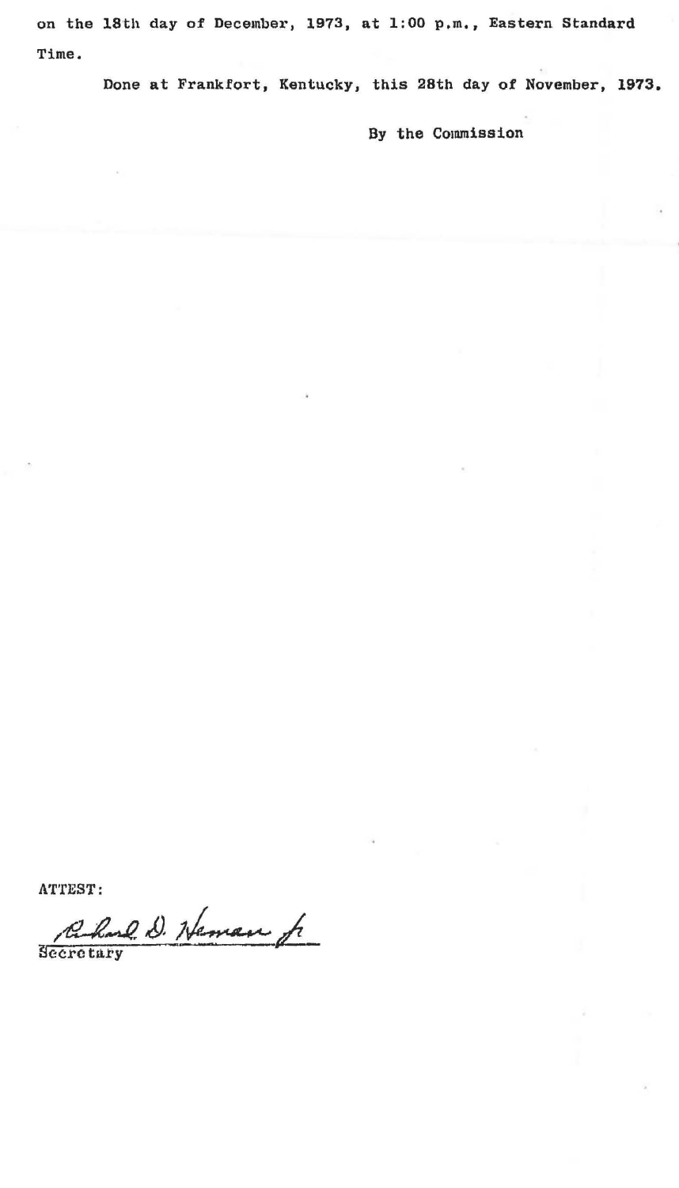on the 18th day of December, 1973, at 1:00 p.m., Eastern Standard Time.

Done at Frankfort, Kentucky, this 28th day of November, 1973.

By the Commission

ATTEST:

Richard D. Heman Jr.

Secretary